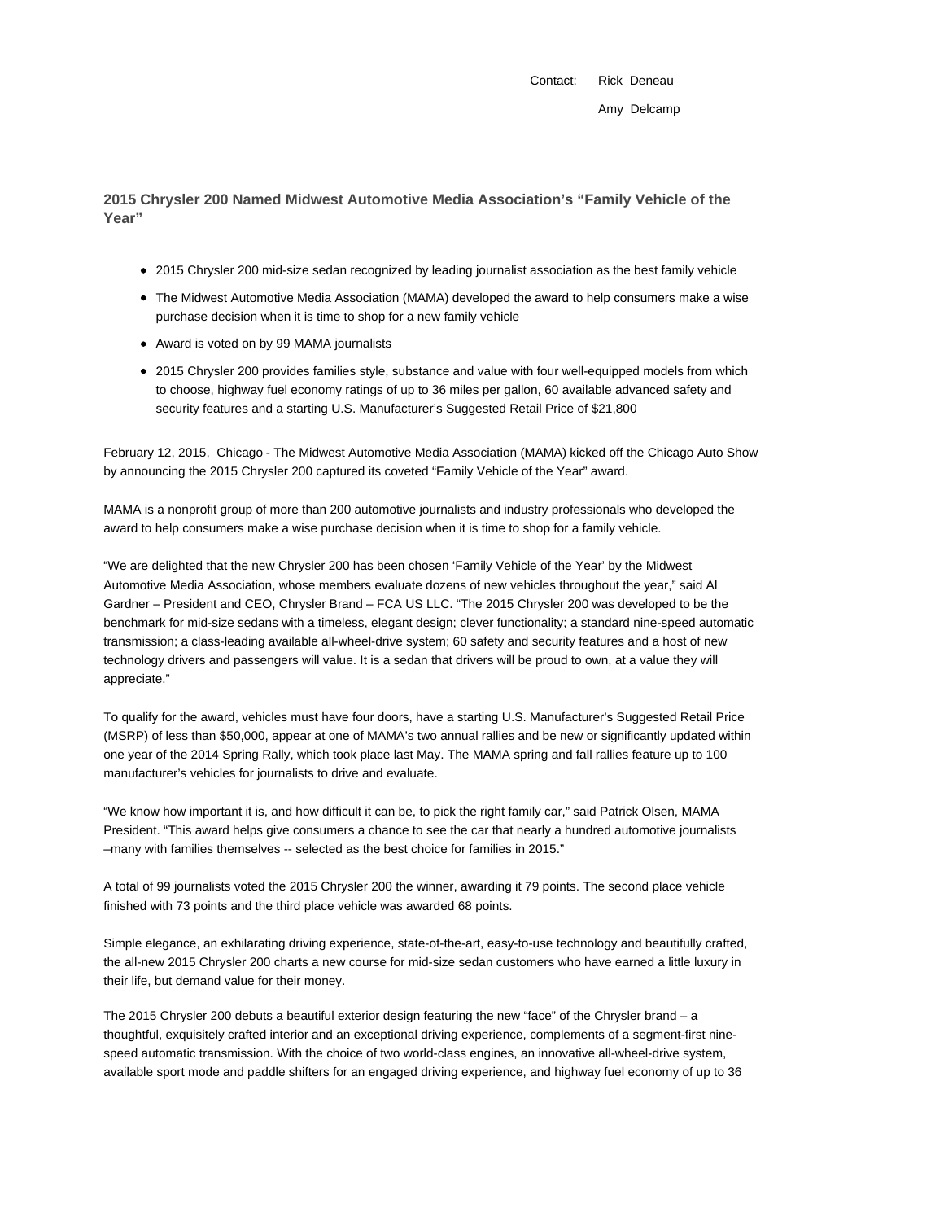Contact: Rick Deneau

Amy Delcamp

## 2015 Chrysler 200 Named Midwest Automotive Media Association's "Family Vehicle of the Year"

- 2015 Chrysler 200 mid-size sedan recognized by leading journalist association as the best family vehicle
- The Midwest Automotive Media Association (MAMA) developed the award to help consumers make a wise purchase decision when it is time to shop for a new family vehicle
- Award is voted on by 99 MAMA journalists
- 2015 Chrysler 200 provides families style, substance and value with four well-equipped models from which to choose, highway fuel economy ratings of up to 36 miles per gallon, 60 available advanced safety and security features and a starting U.S. Manufacturer's Suggested Retail Price of $21,800

February 12, 2015, Chicago - The Midwest Automotive Media Association (MAMA) kicked off the Chicago Auto Show by announcing the 2015 Chrysler 200 captured its coveted "Family Vehicle of the Year" award.

MAMA is a nonprofit group of more than 200 automotive journalists and industry professionals who developed the award to help consumers make a wise purchase decision when it is time to shop for a family vehicle.

"We are delighted that the new Chrysler 200 has been chosen 'Family Vehicle of the Year' by the Midwest Automotive Media Association, whose members evaluate dozens of new vehicles throughout the year," said Al Gardner – President and CEO, Chrysler Brand – FCA US LLC. "The 2015 Chrysler 200 was developed to be the benchmark for mid-size sedans with a timeless, elegant design; clever functionality; a standard nine-speed automatic transmission; a class-leading available all-wheel-drive system; 60 safety and security features and a host of new technology drivers and passengers will value. It is a sedan that drivers will be proud to own, at a value they will appreciate."

To qualify for the award, vehicles must have four doors, have a starting U.S. Manufacturer's Suggested Retail Price (MSRP) of less than $50,000, appear at one of MAMA's two annual rallies and be new or significantly updated within one year of the 2014 Spring Rally, which took place last May. The MAMA spring and fall rallies feature up to 100 manufacturer's vehicles for journalists to drive and evaluate.

"We know how important it is, and how difficult it can be, to pick the right family car," said Patrick Olsen, MAMA President. "This award helps give consumers a chance to see the car that nearly a hundred automotive journalists –many with families themselves -- selected as the best choice for families in 2015."

A total of 99 journalists voted the 2015 Chrysler 200 the winner, awarding it 79 points. The second place vehicle finished with 73 points and the third place vehicle was awarded 68 points.

Simple elegance, an exhilarating driving experience, state-of-the-art, easy-to-use technology and beautifully crafted, the all-new 2015 Chrysler 200 charts a new course for mid-size sedan customers who have earned a little luxury in their life, but demand value for their money.

The 2015 Chrysler 200 debuts a beautiful exterior design featuring the new "face" of the Chrysler brand – a thoughtful, exquisitely crafted interior and an exceptional driving experience, complements of a segment-first nine-speed automatic transmission. With the choice of two world-class engines, an innovative all-wheel-drive system, available sport mode and paddle shifters for an engaged driving experience, and highway fuel economy of up to 36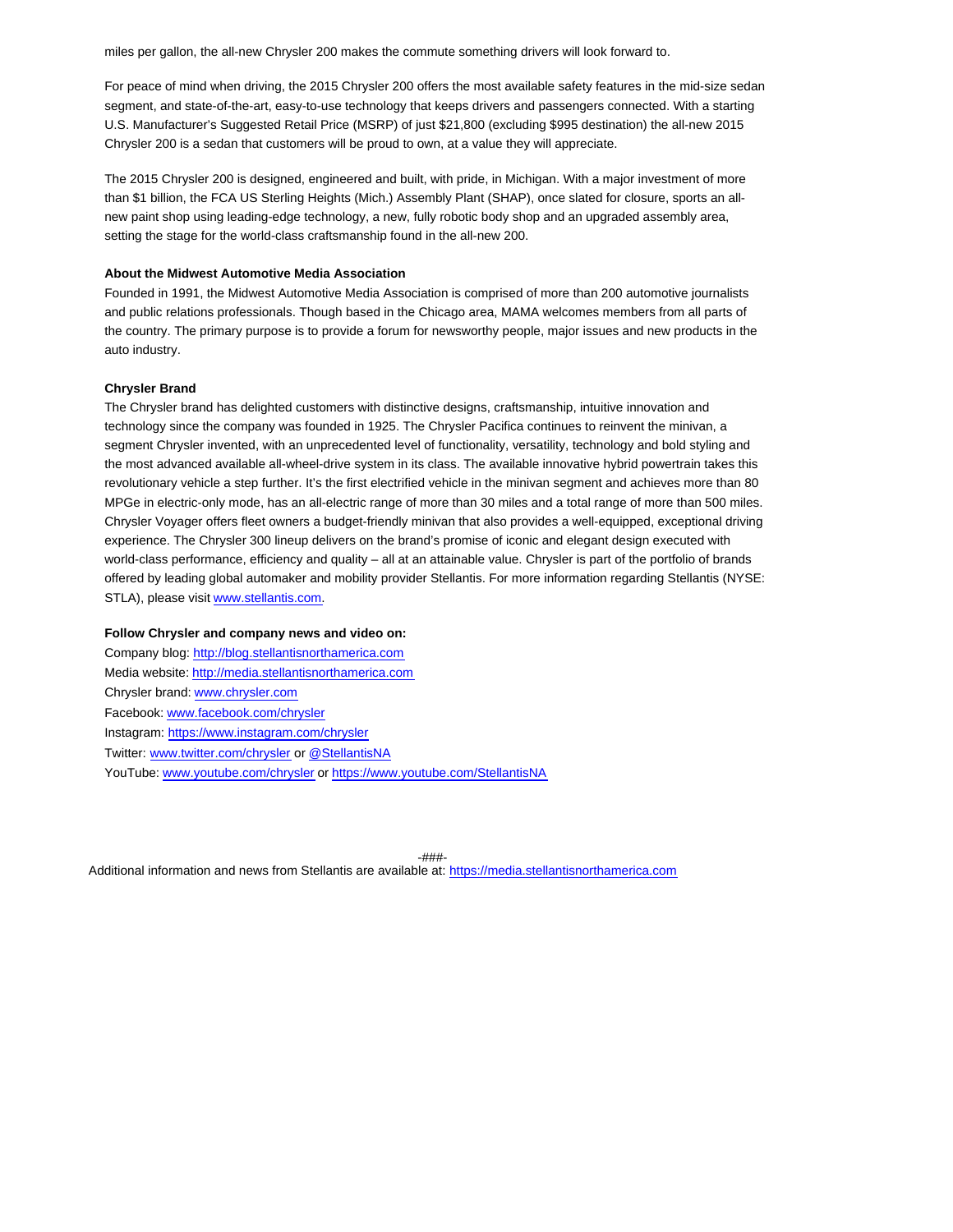miles per gallon, the all-new Chrysler 200 makes the commute something drivers will look forward to.

For peace of mind when driving, the 2015 Chrysler 200 offers the most available safety features in the mid-size sedan segment, and state-of-the-art, easy-to-use technology that keeps drivers and passengers connected. With a starting U.S. Manufacturer's Suggested Retail Price (MSRP) of just $21,800 (excluding $995 destination) the all-new 2015 Chrysler 200 is a sedan that customers will be proud to own, at a value they will appreciate.

The 2015 Chrysler 200 is designed, engineered and built, with pride, in Michigan. With a major investment of more than $1 billion, the FCA US Sterling Heights (Mich.) Assembly Plant (SHAP), once slated for closure, sports an all-new paint shop using leading-edge technology, a new, fully robotic body shop and an upgraded assembly area, setting the stage for the world-class craftsmanship found in the all-new 200.

**About the Midwest Automotive Media Association**

Founded in 1991, the Midwest Automotive Media Association is comprised of more than 200 automotive journalists and public relations professionals. Though based in the Chicago area, MAMA welcomes members from all parts of the country. The primary purpose is to provide a forum for newsworthy people, major issues and new products in the auto industry.

**Chrysler Brand**

The Chrysler brand has delighted customers with distinctive designs, craftsmanship, intuitive innovation and technology since the company was founded in 1925. The Chrysler Pacifica continues to reinvent the minivan, a segment Chrysler invented, with an unprecedented level of functionality, versatility, technology and bold styling and the most advanced available all-wheel-drive system in its class. The available innovative hybrid powertrain takes this revolutionary vehicle a step further. It's the first electrified vehicle in the minivan segment and achieves more than 80 MPGe in electric-only mode, has an all-electric range of more than 30 miles and a total range of more than 500 miles. Chrysler Voyager offers fleet owners a budget-friendly minivan that also provides a well-equipped, exceptional driving experience. The Chrysler 300 lineup delivers on the brand's promise of iconic and elegant design executed with world-class performance, efficiency and quality – all at an attainable value. Chrysler is part of the portfolio of brands offered by leading global automaker and mobility provider Stellantis. For more information regarding Stellantis (NYSE: STLA), please visit www.stellantis.com.

**Follow Chrysler and company news and video on:**

Company blog: http://blog.stellantisnorthamerica.com
Media website: http://media.stellantisnorthamerica.com
Chrysler brand: www.chrysler.com
Facebook: www.facebook.com/chrysler
Instagram: https://www.instagram.com/chrysler
Twitter: www.twitter.com/chrysler or @StellantisNA
YouTube: www.youtube.com/chrysler or https://www.youtube.com/StellantisNA

-###-

Additional information and news from Stellantis are available at: https://media.stellantisnorthamerica.com